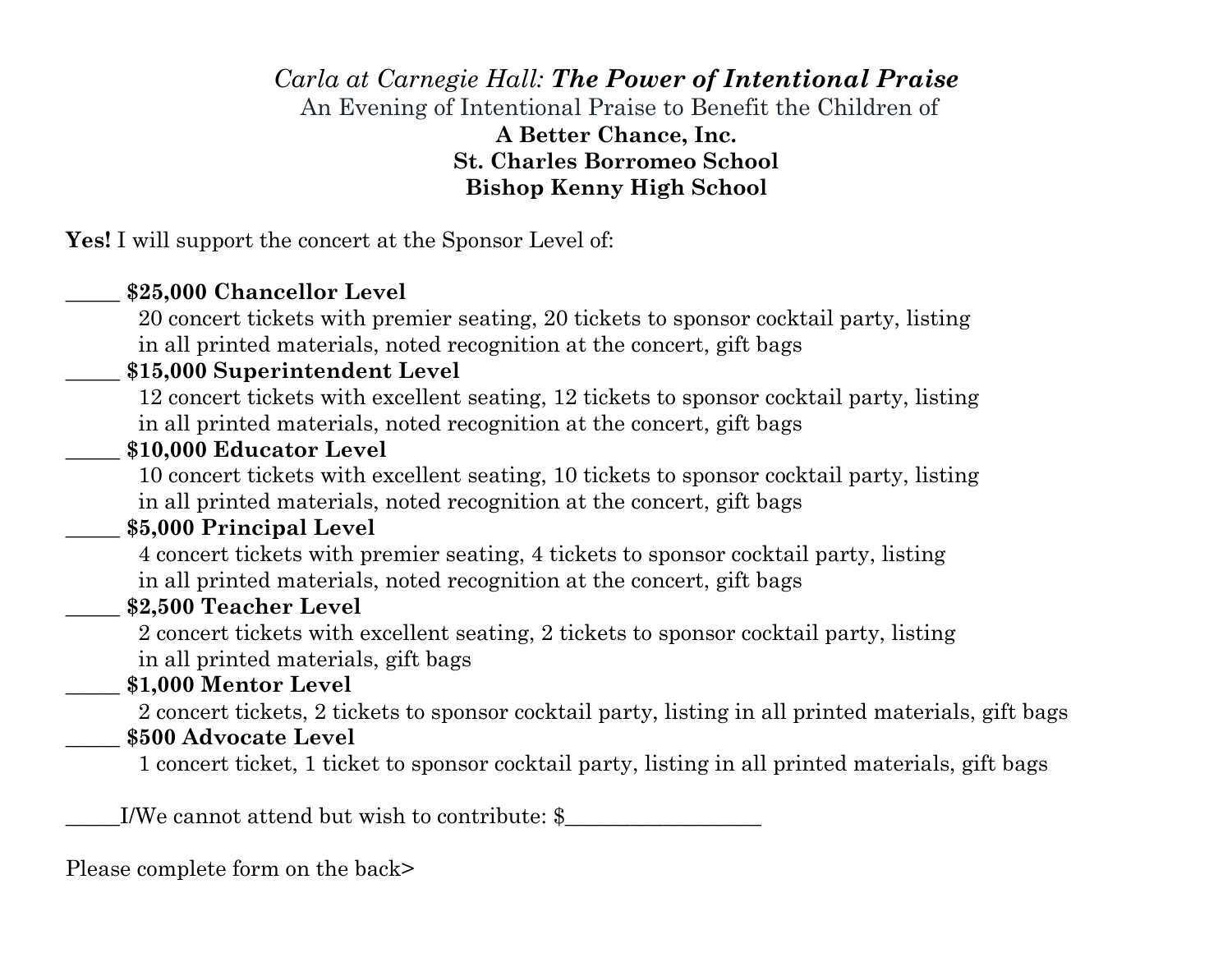*Carla at Carnegie Hall:* ***The Power of Intentional Praise***

An Evening of Intentional Praise to Benefit the Children of

**A Better Chance, Inc.**
**St. Charles Borromeo School**
**Bishop Kenny High School**

**Yes!** I will support the concert at the Sponsor Level of:

_____ **$25,000 Chancellor Level**
20 concert tickets with premier seating, 20 tickets to sponsor cocktail party, listing in all printed materials, noted recognition at the concert, gift bags

_____ **$15,000 Superintendent Level**
12 concert tickets with excellent seating, 12 tickets to sponsor cocktail party, listing in all printed materials, noted recognition at the concert, gift bags

_____ **$10,000 Educator Level**
10 concert tickets with excellent seating, 10 tickets to sponsor cocktail party, listing in all printed materials, noted recognition at the concert, gift bags

_____ **$5,000 Principal Level**
4 concert tickets with premier seating, 4 tickets to sponsor cocktail party, listing in all printed materials, noted recognition at the concert, gift bags

_____ **$2,500 Teacher Level**
2 concert tickets with excellent seating, 2 tickets to sponsor cocktail party, listing in all printed materials, gift bags

_____ **$1,000 Mentor Level**
2 concert tickets, 2 tickets to sponsor cocktail party, listing in all printed materials, gift bags

_____ **$500 Advocate Level**
1 concert ticket, 1 ticket to sponsor cocktail party, listing in all printed materials, gift bags

_____I/We cannot attend but wish to contribute: $_________________

Please complete form on the back>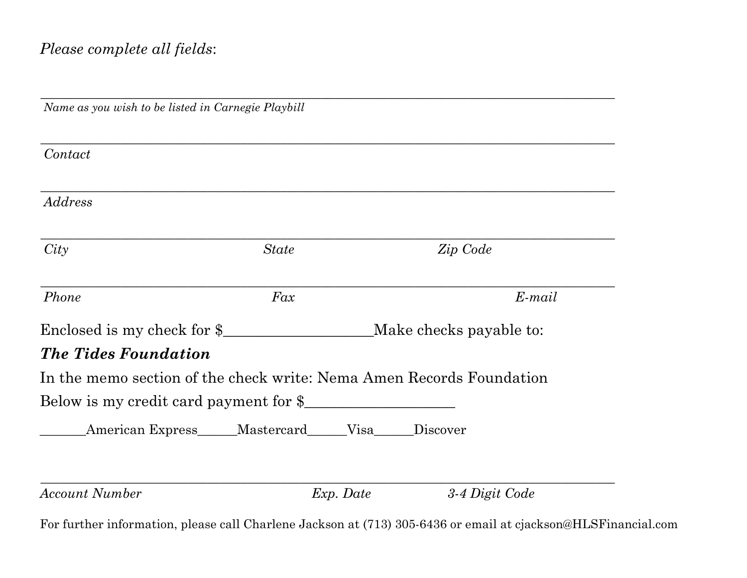*Please complete all fields*:

\_\_\_\_\_\_\_\_\_\_\_\_\_\_\_\_\_\_\_\_\_\_\_\_\_\_\_\_\_\_\_\_\_\_\_\_\_\_\_\_\_\_\_\_\_\_\_\_\_\_\_\_\_\_\_\_\_\_\_\_\_\_\_\_\_\_\_\_\_\_\_\_\_\_\_\_

*Name as you wish to be listed in Carnegie Playbill*

\_\_\_\_\_\_\_\_\_\_\_\_\_\_\_\_\_\_\_\_\_\_\_\_\_\_\_\_\_\_\_\_\_\_\_\_\_\_\_\_\_\_\_\_\_\_\_\_\_\_\_\_\_\_\_\_\_\_\_\_\_\_\_\_\_\_\_\_\_\_\_\_\_\_\_\_

*Contact*

\_\_\_\_\_\_\_\_\_\_\_\_\_\_\_\_\_\_\_\_\_\_\_\_\_\_\_\_\_\_\_\_\_\_\_\_\_\_\_\_\_\_\_\_\_\_\_\_\_\_\_\_\_\_\_\_\_\_\_\_\_\_\_\_\_\_\_\_\_\_\_\_\_\_\_\_

*Address*

\_\_\_\_\_\_\_\_\_\_\_\_\_\_\_\_\_\_\_\_\_\_\_\_\_\_\_\_\_\_\_\_\_\_\_\_\_\_\_\_\_\_\_\_\_\_\_\_\_\_\_\_\_\_\_\_\_\_\_\_\_\_\_\_\_\_\_\_\_\_\_\_\_\_\_\_

*City* *State* *Zip Code*

\_\_\_\_\_\_\_\_\_\_\_\_\_\_\_\_\_\_\_\_\_\_\_\_\_\_\_\_\_\_\_\_\_\_\_\_\_\_\_\_\_\_\_\_\_\_\_\_\_\_\_\_\_\_\_\_\_\_\_\_\_\_\_\_\_\_\_\_\_\_\_\_\_\_\_\_

*Phone* *Fax* *E-mail*

Enclosed is my check for $\_\_\_\_\_\_\_\_\_\_\_\_\_\_\_\_\_\_\_\_Make checks payable to:

***The Tides Foundation***

In the memo section of the check write: Nema Amen Records Foundation

Below is my credit card payment for $\_\_\_\_\_\_\_\_\_\_\_\_\_\_\_\_\_\_\_\_

\_\_\_\_\_\_\_American Express\_\_\_\_\_\_Mastercard\_\_\_\_\_\_Visa\_\_\_\_\_\_Discover

\_\_\_\_\_\_\_\_\_\_\_\_\_\_\_\_\_\_\_\_\_\_\_\_\_\_\_\_\_\_\_\_\_\_\_\_\_\_\_\_\_\_\_\_\_\_\_\_\_\_\_\_\_\_\_\_\_\_\_\_\_\_\_\_\_\_\_\_\_\_\_\_\_\_\_\_

*Account Number* *Exp. Date* *3-4 Digit Code*

For further information, please call Charlene Jackson at (713) 305-6436 or email at cjackson@HLSFinancial.com